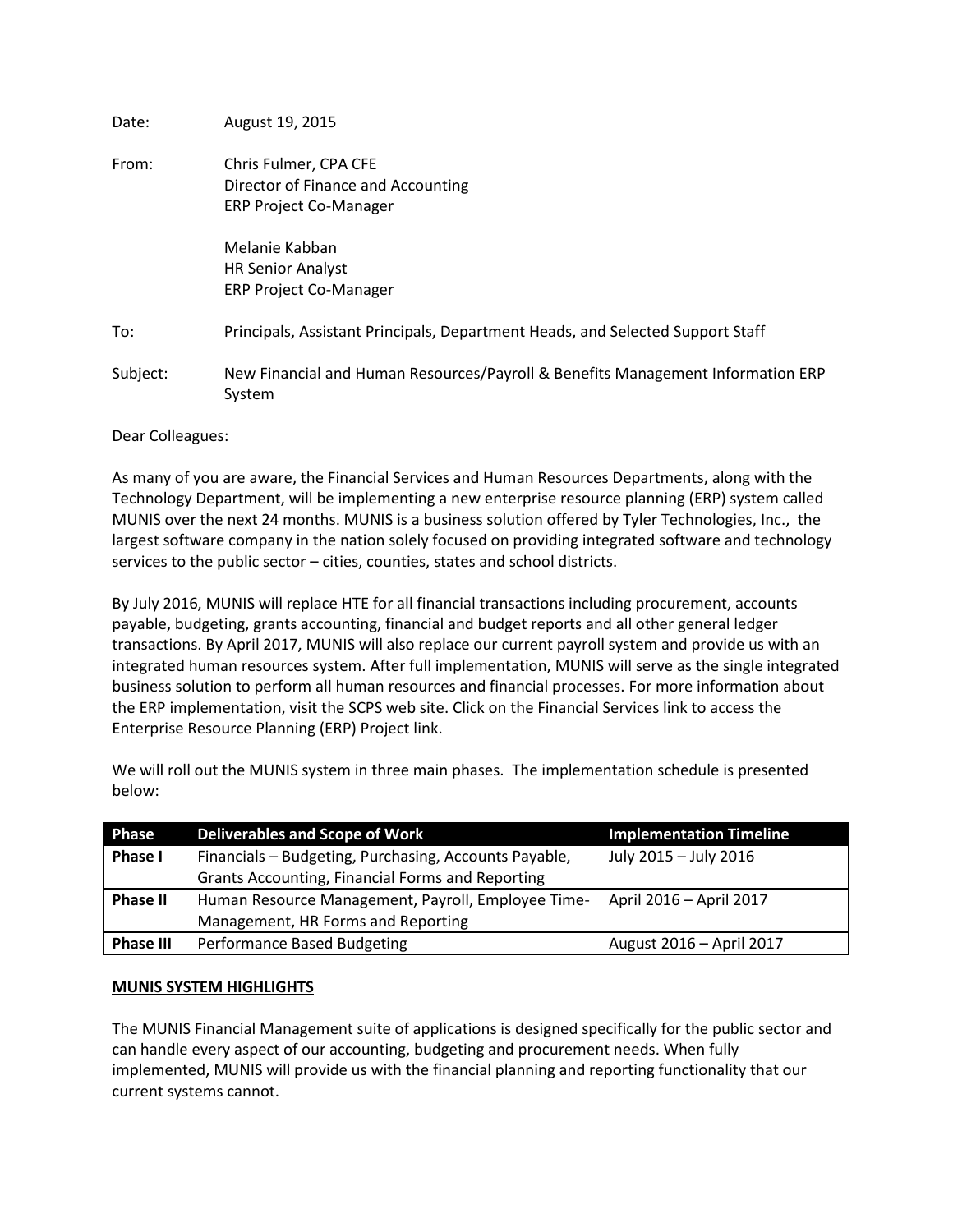Date: August 19, 2015

From: Chris Fulmer, CPA CFE
Director of Finance and Accounting
ERP Project Co-Manager

Melanie Kabban
HR Senior Analyst
ERP Project Co-Manager

To: Principals, Assistant Principals, Department Heads, and Selected Support Staff

Subject: New Financial and Human Resources/Payroll & Benefits Management Information ERP System

Dear Colleagues:

As many of you are aware, the Financial Services and Human Resources Departments, along with the Technology Department, will be implementing a new enterprise resource planning (ERP) system called MUNIS over the next 24 months. MUNIS is a business solution offered by Tyler Technologies, Inc., the largest software company in the nation solely focused on providing integrated software and technology services to the public sector – cities, counties, states and school districts.

By July 2016, MUNIS will replace HTE for all financial transactions including procurement, accounts payable, budgeting, grants accounting, financial and budget reports and all other general ledger transactions. By April 2017, MUNIS will also replace our current payroll system and provide us with an integrated human resources system. After full implementation, MUNIS will serve as the single integrated business solution to perform all human resources and financial processes. For more information about the ERP implementation, visit the SCPS web site. Click on the Financial Services link to access the Enterprise Resource Planning (ERP) Project link.

We will roll out the MUNIS system in three main phases. The implementation schedule is presented below:

| Phase | Deliverables and Scope of Work | Implementation Timeline |
|---|---|---|
| **Phase I** | Financials – Budgeting, Purchasing, Accounts Payable, Grants Accounting, Financial Forms and Reporting | July 2015 – July 2016 |
| **Phase II** | Human Resource Management, Payroll, Employee Time-Management, HR Forms and Reporting | April 2016 – April 2017 |
| **Phase III** | Performance Based Budgeting | August 2016 – April 2017 |

**MUNIS SYSTEM HIGHLIGHTS**

The MUNIS Financial Management suite of applications is designed specifically for the public sector and can handle every aspect of our accounting, budgeting and procurement needs. When fully implemented, MUNIS will provide us with the financial planning and reporting functionality that our current systems cannot.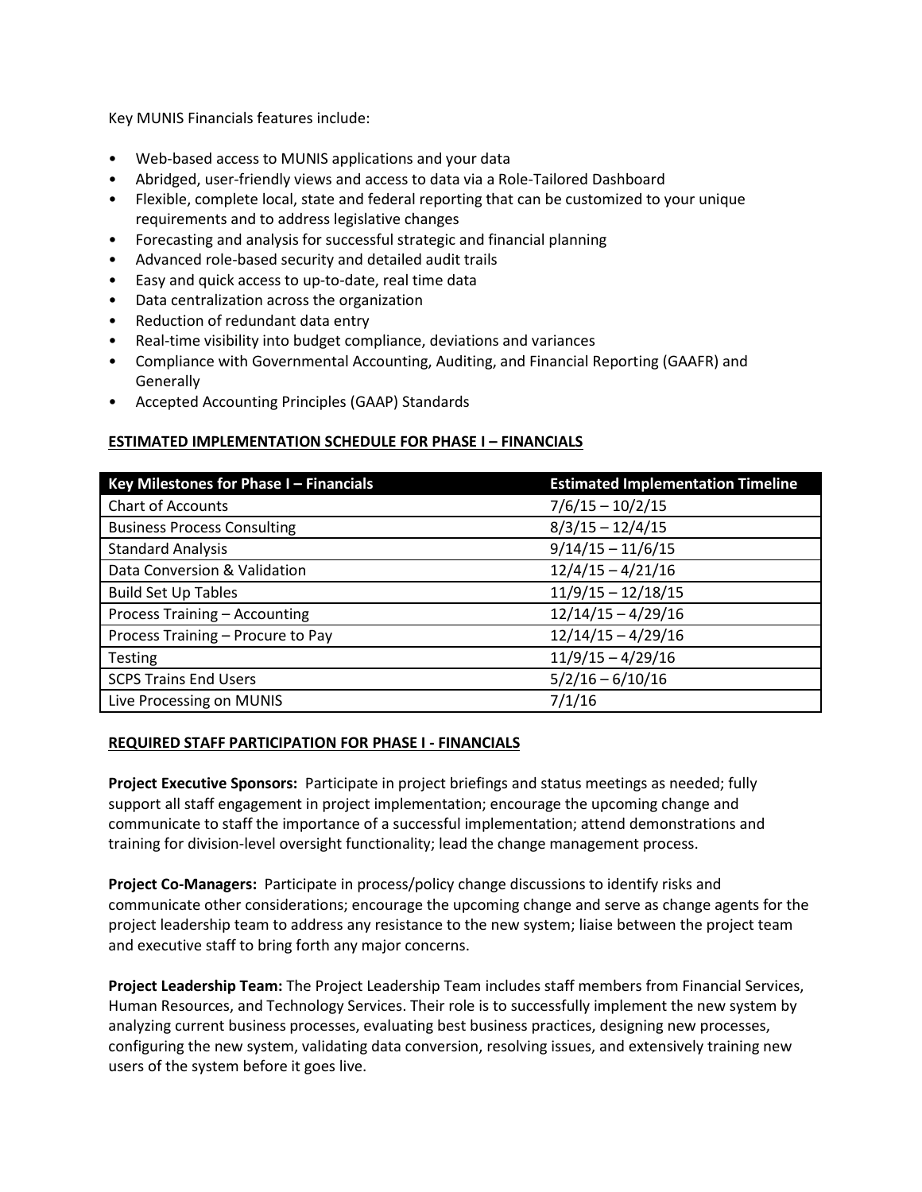Key MUNIS Financials features include:

- Web-based access to MUNIS applications and your data
- Abridged, user-friendly views and access to data via a Role-Tailored Dashboard
- Flexible, complete local, state and federal reporting that can be customized to your unique requirements and to address legislative changes
- Forecasting and analysis for successful strategic and financial planning
- Advanced role-based security and detailed audit trails
- Easy and quick access to up-to-date, real time data
- Data centralization across the organization
- Reduction of redundant data entry
- Real-time visibility into budget compliance, deviations and variances
- Compliance with Governmental Accounting, Auditing, and Financial Reporting (GAAFR) and Generally
- Accepted Accounting Principles (GAAP) Standards

**ESTIMATED IMPLEMENTATION SCHEDULE FOR PHASE I – FINANCIALS**

| Key Milestones for Phase I – Financials | Estimated Implementation Timeline |
|---|---|
| Chart of Accounts | 7/6/15 – 10/2/15 |
| Business Process Consulting | 8/3/15 – 12/4/15 |
| Standard Analysis | 9/14/15 – 11/6/15 |
| Data Conversion & Validation | 12/4/15 – 4/21/16 |
| Build Set Up Tables | 11/9/15 – 12/18/15 |
| Process Training – Accounting | 12/14/15 – 4/29/16 |
| Process Training – Procure to Pay | 12/14/15 – 4/29/16 |
| Testing | 11/9/15 – 4/29/16 |
| SCPS Trains End Users | 5/2/16 – 6/10/16 |
| Live Processing on MUNIS | 7/1/16 |

**REQUIRED STAFF PARTICIPATION FOR PHASE I - FINANCIALS**

**Project Executive Sponsors:** Participate in project briefings and status meetings as needed; fully support all staff engagement in project implementation; encourage the upcoming change and communicate to staff the importance of a successful implementation; attend demonstrations and training for division-level oversight functionality; lead the change management process.

**Project Co-Managers:** Participate in process/policy change discussions to identify risks and communicate other considerations; encourage the upcoming change and serve as change agents for the project leadership team to address any resistance to the new system; liaise between the project team and executive staff to bring forth any major concerns.

**Project Leadership Team:** The Project Leadership Team includes staff members from Financial Services, Human Resources, and Technology Services. Their role is to successfully implement the new system by analyzing current business processes, evaluating best business practices, designing new processes, configuring the new system, validating data conversion, resolving issues, and extensively training new users of the system before it goes live.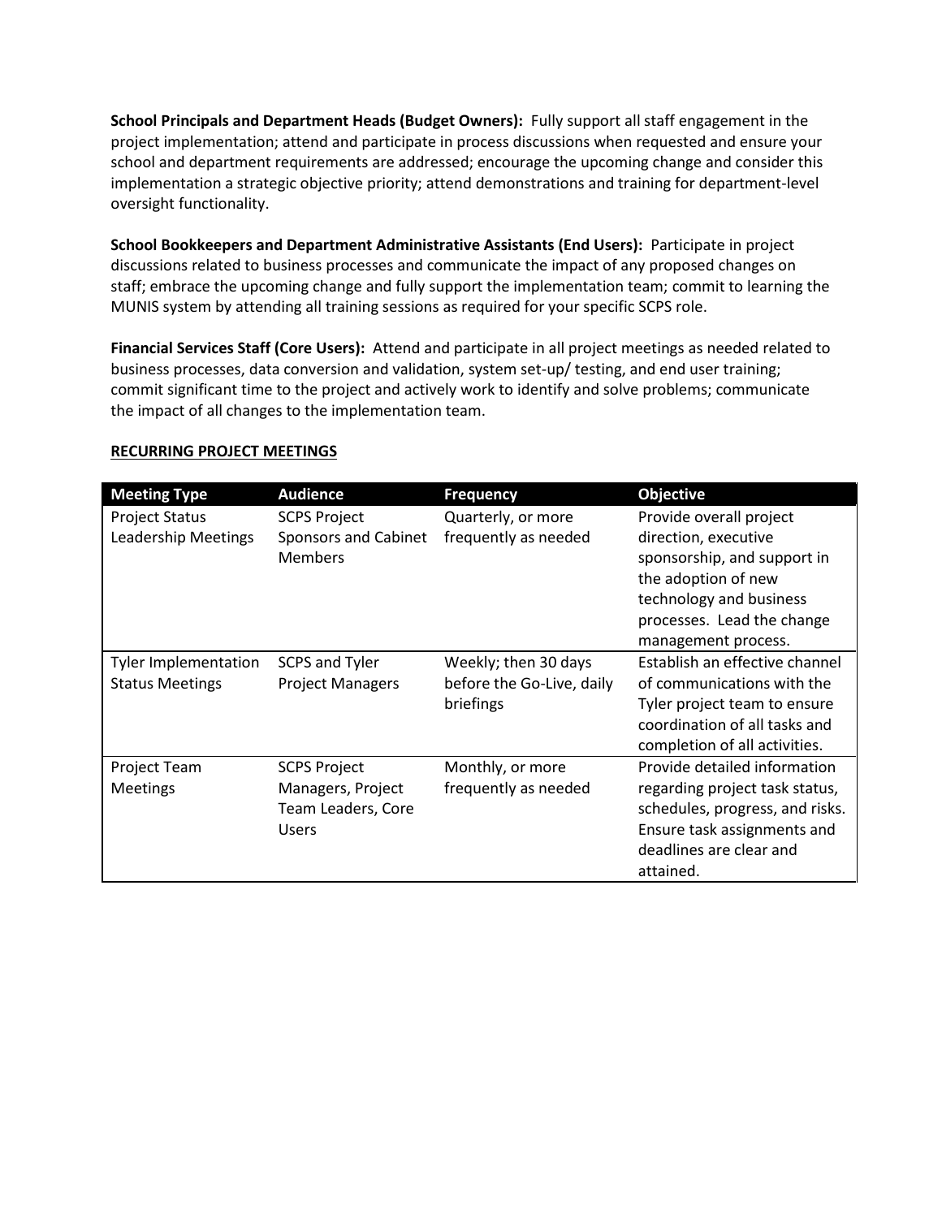**School Principals and Department Heads (Budget Owners):** Fully support all staff engagement in the project implementation; attend and participate in process discussions when requested and ensure your school and department requirements are addressed; encourage the upcoming change and consider this implementation a strategic objective priority; attend demonstrations and training for department-level oversight functionality.

**School Bookkeepers and Department Administrative Assistants (End Users):** Participate in project discussions related to business processes and communicate the impact of any proposed changes on staff; embrace the upcoming change and fully support the implementation team; commit to learning the MUNIS system by attending all training sessions as required for your specific SCPS role.

**Financial Services Staff (Core Users):** Attend and participate in all project meetings as needed related to business processes, data conversion and validation, system set-up/ testing, and end user training; commit significant time to the project and actively work to identify and solve problems; communicate the impact of all changes to the implementation team.

**RECURRING PROJECT MEETINGS**

| Meeting Type | Audience | Frequency | Objective |
|---|---|---|---|
| Project Status Leadership Meetings | SCPS Project Sponsors and Cabinet Members | Quarterly, or more frequently as needed | Provide overall project direction, executive sponsorship, and support in the adoption of new technology and business processes. Lead the change management process. |
| Tyler Implementation Status Meetings | SCPS and Tyler Project Managers | Weekly; then 30 days before the Go-Live, daily briefings | Establish an effective channel of communications with the Tyler project team to ensure coordination of all tasks and completion of all activities. |
| Project Team Meetings | SCPS Project Managers, Project Team Leaders, Core Users | Monthly, or more frequently as needed | Provide detailed information regarding project task status, schedules, progress, and risks. Ensure task assignments and deadlines are clear and attained. |